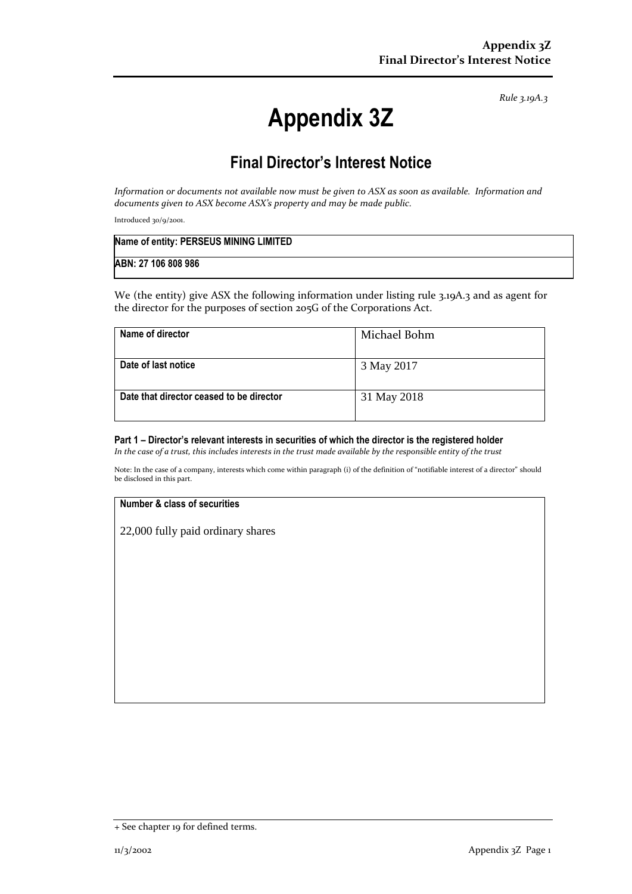*Rule 3.19A.3*

# Appendix 3Z

## Final Director's Interest Notice

*Information or documents not available now must be given to ASX as soon as available. Information and documents given to ASX become ASX's property and may be made public.*

Introduced 30/9/2001.

| Name of entity: PERSEUS MINING LIMITED |
|---|
| ABN: 27 106 808 986 |

We (the entity) give ASX the following information under listing rule 3.19A.3 and as agent for the director for the purposes of section 205G of the Corporations Act.

| | |
|---|---|
| **Name of director** | Michael Bohm |
| **Date of last notice** | 3 May 2017 |
| **Date that director ceased to be director** | 31 May 2018 |

**Part 1 – Director's relevant interests in securities of which the director is the registered holder**

*In the case of a trust, this includes interests in the trust made available by the responsible entity of the trust*

Note: In the case of a company, interests which come within paragraph (i) of the definition of "notifiable interest of a director" should be disclosed in this part.

| Number & class of securities |
|---|
| 22,000 fully paid ordinary shares |

+ See chapter 19 for defined terms.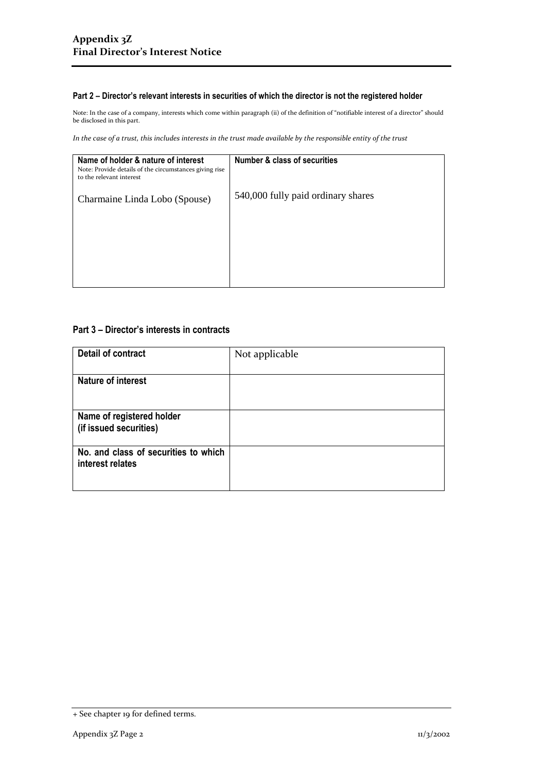## Part 2 – Director's relevant interests in securities of which the director is not the registered holder

Note: In the case of a company, interests which come within paragraph (ii) of the definition of "notifiable interest of a director" should be disclosed in this part.

*In the case of a trust, this includes interests in the trust made available by the responsible entity of the trust*

| **Name of holder & nature of interest**<br>Note: Provide details of the circumstances giving rise to the relevant interest | **Number & class of securities** |
|---|---|
| Charmaine Linda Lobo (Spouse) | 540,000 fully paid ordinary shares |

## Part 3 – Director's interests in contracts

| | |
|---|---|
| **Detail of contract** | Not applicable |
| **Nature of interest** | |
| **Name of registered holder (if issued securities)** | |
| **No. and class of securities to which interest relates** | |

+ See chapter 19 for defined terms.